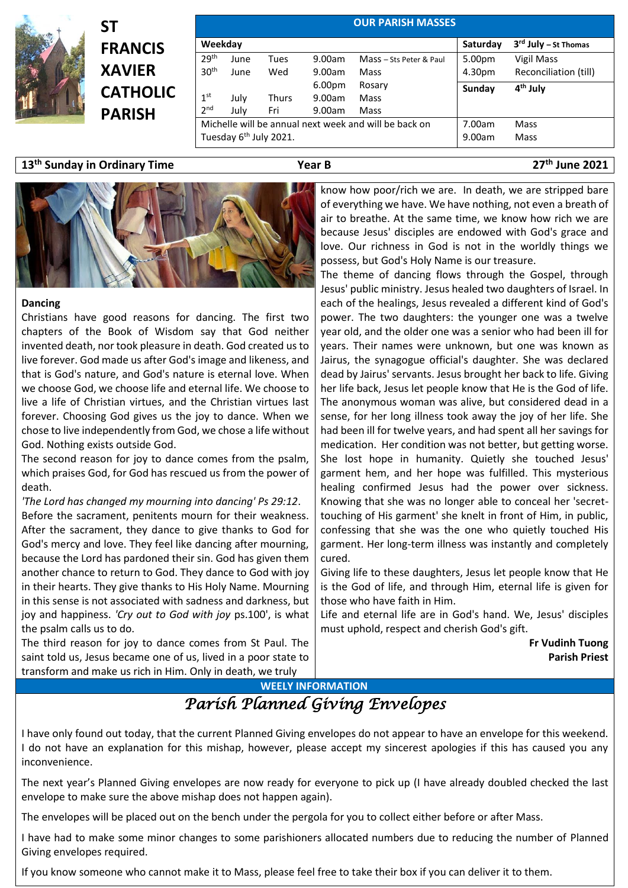# ST FRANCIS XAVIER CATHOLIC PARISH

## OUR PARISH MASSES

| Weekday | | | | | Saturday | 3rd July – St Thomas |
|---|---|---|---|---|---|---|
| 29th | June | Tues | 9.00am | Mass – Sts Peter & Paul | 5.00pm | Vigil Mass |
| 30th | June | Wed | 9.00am | Mass | 4.30pm | Reconciliation (till) |
| | | | 6.00pm | Rosary | **Sunday** | **4th July** |
| 1st | July | Thurs | 9.00am | Mass | | |
| 2nd | July | Fri | 9.00am | Mass | | |
| Michelle will be annual next week and will be back on Tuesday 6th July 2021. | | | | | 7.00am | Mass |
| | | | | | 9.00am | Mass |

**13th Sunday in Ordinary Time** — **Year B** — **27th June 2021**

### Dancing

Christians have good reasons for dancing. The first two chapters of the Book of Wisdom say that God neither invented death, nor took pleasure in death. God created us to live forever. God made us after God's image and likeness, and that is God's nature, and God's nature is eternal love. When we choose God, we choose life and eternal life. We choose to live a life of Christian virtues, and the Christian virtues last forever. Choosing God gives us the joy to dance. When we chose to live independently from God, we chose a life without God. Nothing exists outside God.

The second reason for joy to dance comes from the psalm, which praises God, for God has rescued us from the power of death.

*'The Lord has changed my mourning into dancing' Ps 29:12*.

Before the sacrament, penitents mourn for their weakness. After the sacrament, they dance to give thanks to God for God's mercy and love. They feel like dancing after mourning, because the Lord has pardoned their sin. God has given them another chance to return to God. They dance to God with joy in their hearts. They give thanks to His Holy Name. Mourning in this sense is not associated with sadness and darkness, but joy and happiness. *'Cry out to God with joy* ps.100', is what the psalm calls us to do.

The third reason for joy to dance comes from St Paul. The saint told us, Jesus became one of us, lived in a poor state to transform and make us rich in Him. Only in death, we truly know how poor/rich we are. In death, we are stripped bare of everything we have. We have nothing, not even a breath of air to breathe. At the same time, we know how rich we are because Jesus' disciples are endowed with God's grace and love. Our richness in God is not in the worldly things we possess, but God's Holy Name is our treasure.

The theme of dancing flows through the Gospel, through Jesus' public ministry. Jesus healed two daughters of Israel. In each of the healings, Jesus revealed a different kind of God's power. The two daughters: the younger one was a twelve year old, and the older one was a senior who had been ill for years. Their names were unknown, but one was known as Jairus, the synagogue official's daughter. She was declared dead by Jairus' servants. Jesus brought her back to life. Giving her life back, Jesus let people know that He is the God of life. The anonymous woman was alive, but considered dead in a sense, for her long illness took away the joy of her life. She had been ill for twelve years, and had spent all her savings for medication. Her condition was not better, but getting worse. She lost hope in humanity. Quietly she touched Jesus' garment hem, and her hope was fulfilled. This mysterious healing confirmed Jesus had the power over sickness. Knowing that she was no longer able to conceal her 'secret-touching of His garment' she knelt in front of Him, in public, confessing that she was the one who quietly touched His garment. Her long-term illness was instantly and completely cured.

Giving life to these daughters, Jesus let people know that He is the God of life, and through Him, eternal life is given for those who have faith in Him.

Life and eternal life are in God's hand. We, Jesus' disciples must uphold, respect and cherish God's gift.

**Fr Vudinh Tuong**
**Parish Priest**

## WEELY INFORMATION

### *Parish Planned Giving Envelopes*

I have only found out today, that the current Planned Giving envelopes do not appear to have an envelope for this weekend. I do not have an explanation for this mishap, however, please accept my sincerest apologies if this has caused you any inconvenience.

The next year's Planned Giving envelopes are now ready for everyone to pick up (I have already doubled checked the last envelope to make sure the above mishap does not happen again).

The envelopes will be placed out on the bench under the pergola for you to collect either before or after Mass.

I have had to make some minor changes to some parishioners allocated numbers due to reducing the number of Planned Giving envelopes required.

If you know someone who cannot make it to Mass, please feel free to take their box if you can deliver it to them.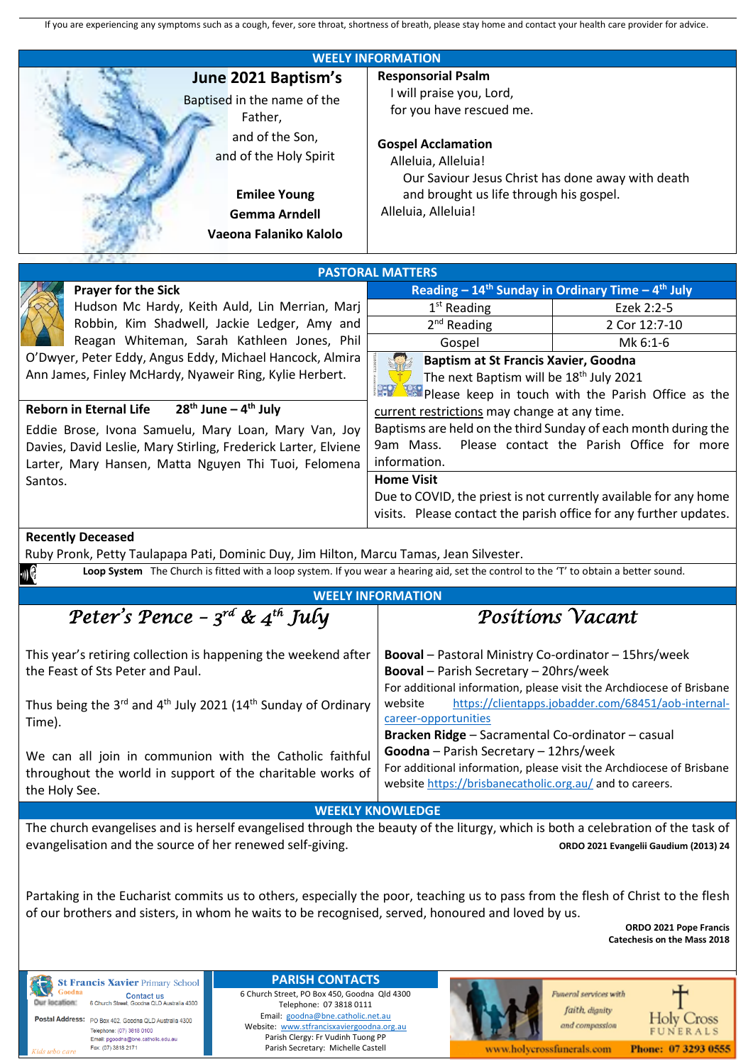If you are experiencing any symptoms such as a cough, fever, sore throat, shortness of breath, please stay home and contact your health care provider for advice.

## WEELY INFORMATION

### June 2021 Baptism's

Baptised in the name of the Father,
and of the Son,
and of the Holy Spirit

**Emilee Young**
**Gemma Arndell**
**Vaeona Falaniko Kalolo**

**Responsorial Psalm**
I will praise you, Lord,
for you have rescued me.

**Gospel Acclamation**
Alleluia, Alleluia!
Our Saviour Jesus Christ has done away with death
and brought us life through his gospel.
Alleluia, Alleluia!

## PASTORAL MATTERS

**Prayer for the Sick**
Hudson Mc Hardy, Keith Auld, Lin Merrian, Marj Robbin, Kim Shadwell, Jackie Ledger, Amy and Reagan Whiteman, Sarah Kathleen Jones, Phil O'Dwyer, Peter Eddy, Angus Eddy, Michael Hancock, Almira Ann James, Finley McHardy, Nyaweir Ring, Kylie Herbert.

**Reborn in Eternal Life** **28th June – 4th July**
Eddie Brose, Ivona Samuelu, Mary Loan, Mary Van, Joy Davies, David Leslie, Mary Stirling, Frederick Larter, Elviene Larter, Mary Hansen, Matta Nguyen Thi Tuoi, Felomena Santos.

| Reading – 14th Sunday in Ordinary Time – 4th July | |
|---|---|
| 1st Reading | Ezek 2:2-5 |
| 2nd Reading | 2 Cor 12:7-10 |
| Gospel | Mk 6:1-6 |

**Baptism at St Francis Xavier, Goodna**
The next Baptism will be 18th July 2021
Please keep in touch with the Parish Office as the current restrictions may change at any time.
Baptisms are held on the third Sunday of each month during the 9am Mass. Please contact the Parish Office for more information.

**Home Visit**
Due to COVID, the priest is not currently available for any home visits. Please contact the parish office for any further updates.

**Recently Deceased**
Ruby Pronk, Petty Taulapapa Pati, Dominic Duy, Jim Hilton, Marcu Tamas, Jean Silvester.

**Loop System** The Church is fitted with a loop system. If you wear a hearing aid, set the control to the 'T' to obtain a better sound.

## WEELY INFORMATION

### *Peter's Pence – 3rd & 4th July*

This year's retiring collection is happening the weekend after the Feast of Sts Peter and Paul.

Thus being the 3rd and 4th July 2021 (14th Sunday of Ordinary Time).

We can all join in communion with the Catholic faithful throughout the world in support of the charitable works of the Holy See.

### *Positions Vacant*

**Booval** – Pastoral Ministry Co-ordinator – 15hrs/week
**Booval** – Parish Secretary – 20hrs/week
For additional information, please visit the Archdiocese of Brisbane website https://clientapps.jobadder.com/68451/aob-internal-career-opportunities
**Bracken Ridge** – Sacramental Co-ordinator – casual
**Goodna** – Parish Secretary – 12hrs/week
For additional information, please visit the Archdiocese of Brisbane website https://brisbanecatholic.org.au/ and to careers.

## WEEKLY KNOWLEDGE

The church evangelises and is herself evangelised through the beauty of the liturgy, which is both a celebration of the task of evangelisation and the source of her renewed self-giving.

**ORDO 2021 Evangelii Gaudium (2013) 24**

Partaking in the Eucharist commits us to others, especially the poor, teaching us to pass from the flesh of Christ to the flesh of our brothers and sisters, in whom he waits to be recognised, served, honoured and loved by us.

**ORDO 2021 Pope Francis**
**Catechesis on the Mass 2018**

**St Francis Xavier Primary School** Goodna
Contact us
Our location: 6 Church Street, Goodna QLD Australia 4300
Postal Address: PO Box 402, Goodna QLD Australia 4300
Telephone: (07) 3818 0100
Email: pgoodna@bne.catholic.edu.au
Fax: (07) 3818 2171
Kids who care

## PARISH CONTACTS

6 Church Street, PO Box 450, Goodna Qld 4300
Telephone: 07 3818 0111
Email: goodna@bne.catholic.net.au
Website: www.stfrancisxaviergoodna.org.au
Parish Clergy: Fr Vudinh Tuong PP
Parish Secretary: Michelle Castell

Funeral services with faith, dignity and compassion
Holy Cross Funerals
www.holycrossfunerals.com Phone: 07 3293 0555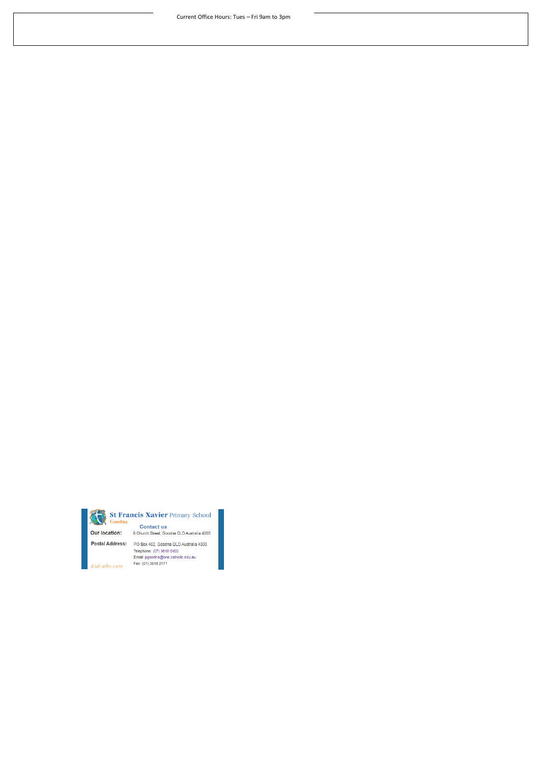Current Office Hours: Tues – Fri 9am to 3pm

**St Francis Xavier** Primary School
Goodna

**Contact us**

**Our location:** 6 Church Street, Goodna QLD Australia 4300

**Postal Address:** PO Box 402, Goodna QLD Australia 4300
Telephone: (07) 3818 0100
Email: pgoodna@bne.catholic.edu.au
Fax: (07) 3818 2171

*Kids who care*